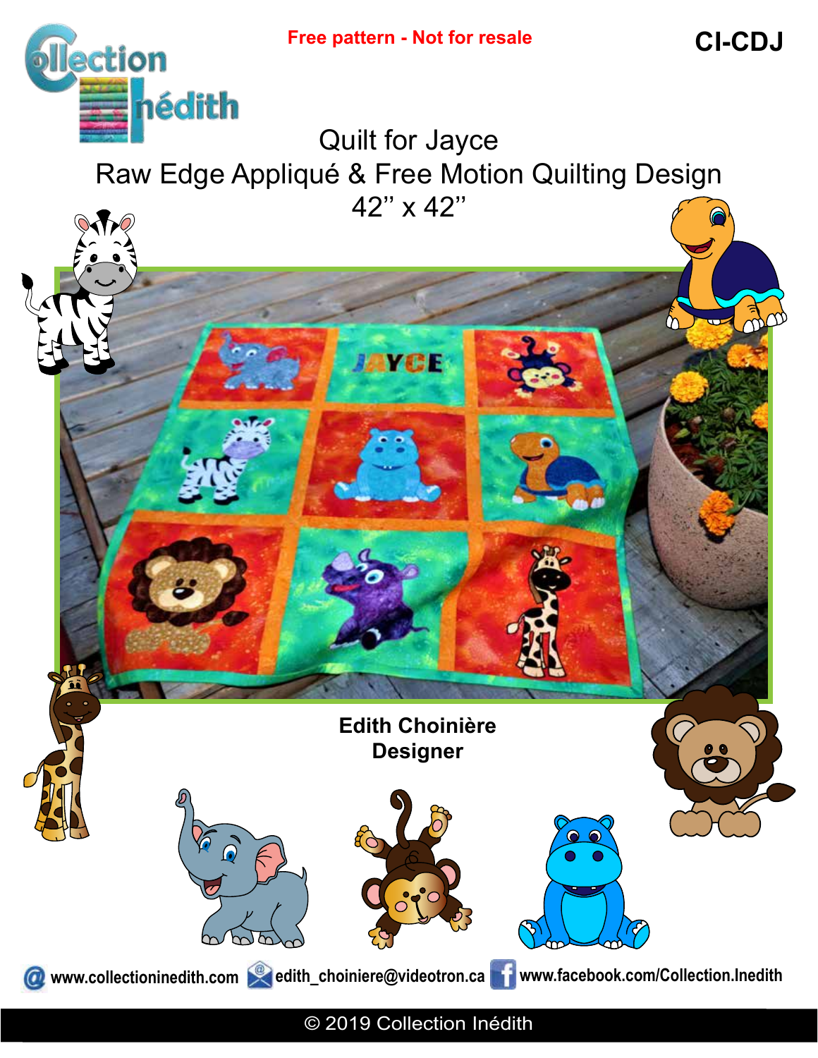Free pattern - Not for resale

CI-CDJ

# Quilt for Jayce

## Raw Edge Appliqué & Free Motion Quilting Design

42'' x 42''

**Edith Choinière**
**Designer**

www.collectioninedith.com edith_choiniere@videotron.ca www.facebook.com/Collection.Inedith

© 2019 Collection Inédith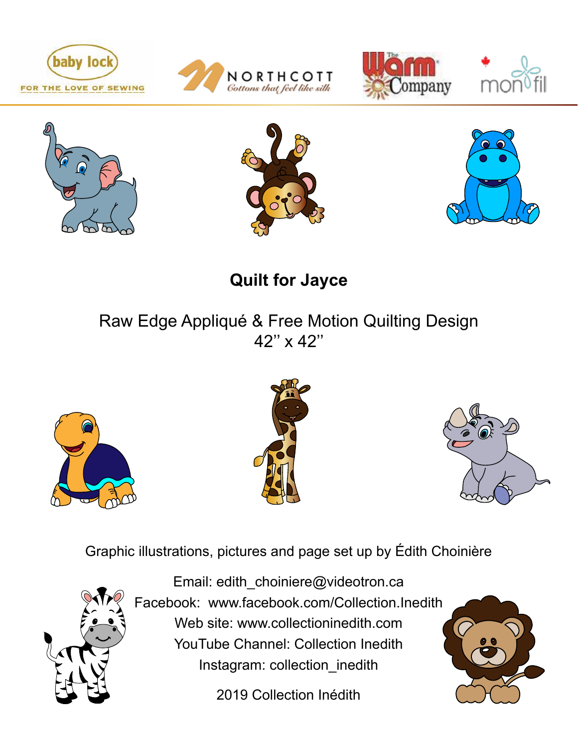# Quilt for Jayce

Raw Edge Appliqué & Free Motion Quilting Design
42'' x 42''

Graphic illustrations, pictures and page set up by Édith Choinière

Email: edith_choiniere@videotron.ca
Facebook: www.facebook.com/Collection.Inedith
Web site: www.collectioninedith.com
YouTube Channel: Collection Inedith
Instagram: collection_inedith

2019 Collection Inédith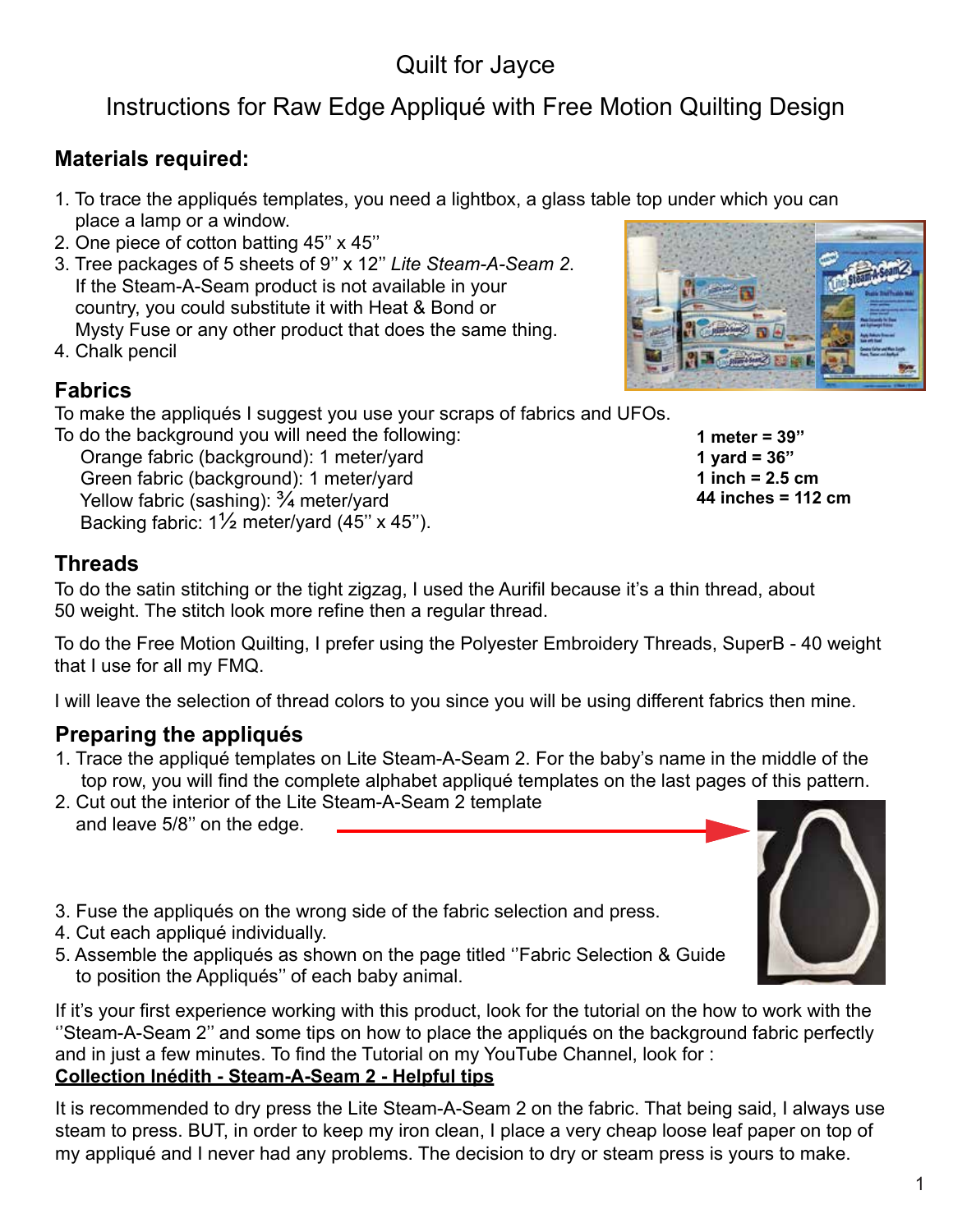# Quilt for Jayce

## Instructions for Raw Edge Appliqué with Free Motion Quilting Design

### Materials required:

1. To trace the appliqués templates, you need a lightbox, a glass table top under which you can place a lamp or a window.
2. One piece of cotton batting 45'' x 45''
3. Tree packages of 5 sheets of 9'' x 12'' *Lite Steam-A-Seam 2*. If the Steam-A-Seam product is not available in your country, you could substitute it with Heat & Bond or Mysty Fuse or any other product that does the same thing.
4. Chalk pencil

### Fabrics

To make the appliqués I suggest you use your scraps of fabrics and UFOs.
To do the background you will need the following:

- Orange fabric (background): 1 meter/yard
- Green fabric (background): 1 meter/yard
- Yellow fabric (sashing): ¾ meter/yard
- Backing fabric: 1½ meter/yard (45'' x 45'').

**1 meter = 39"**
**1 yard = 36"**
**1 inch = 2.5 cm**
**44 inches = 112 cm**

### Threads

To do the satin stitching or the tight zigzag, I used the Aurifil because it's a thin thread, about 50 weight. The stitch look more refine then a regular thread.

To do the Free Motion Quilting, I prefer using the Polyester Embroidery Threads, SuperB - 40 weight that I use for all my FMQ.

I will leave the selection of thread colors to you since you will be using different fabrics then mine.

### Preparing the appliqués

1. Trace the appliqué templates on Lite Steam-A-Seam 2. For the baby's name in the middle of the top row, you will find the complete alphabet appliqué templates on the last pages of this pattern.
2. Cut out the interior of the Lite Steam-A-Seam 2 template and leave 5/8'' on the edge.
3. Fuse the appliqués on the wrong side of the fabric selection and press.
4. Cut each appliqué individually.
5. Assemble the appliqués as shown on the page titled ''Fabric Selection & Guide to position the Appliqués'' of each baby animal.

If it's your first experience working with this product, look for the tutorial on the how to work with the ''Steam-A-Seam 2'' and some tips on how to place the appliqués on the background fabric perfectly and in just a few minutes. To find the Tutorial on my YouTube Channel, look for :
**Collection Inédith - Steam-A-Seam 2 - Helpful tips**

It is recommended to dry press the Lite Steam-A-Seam 2 on the fabric. That being said, I always use steam to press. BUT, in order to keep my iron clean, I place a very cheap loose leaf paper on top of my appliqué and I never had any problems. The decision to dry or steam press is yours to make.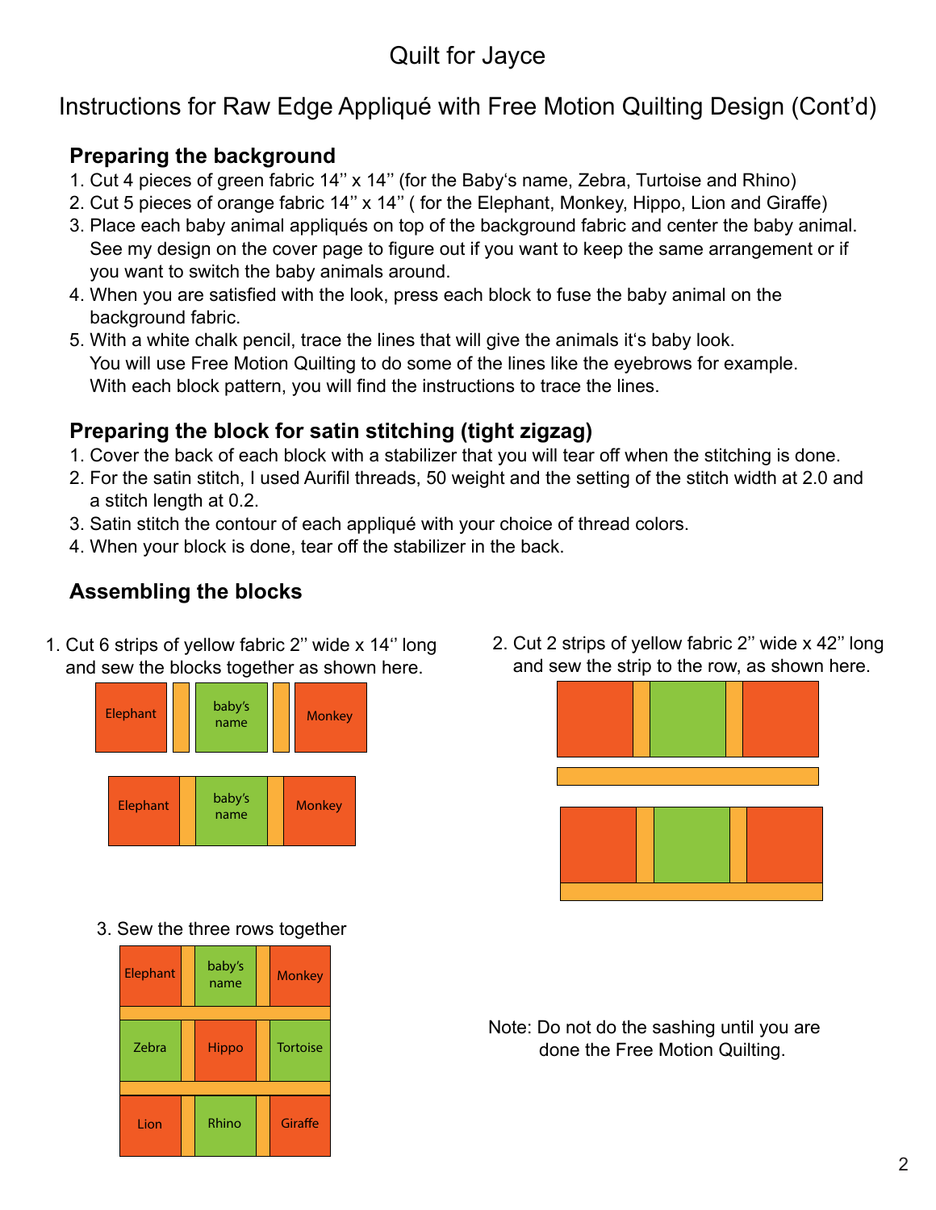# Quilt for Jayce

## Instructions for Raw Edge Appliqué with Free Motion Quilting Design (Cont'd)

### Preparing the background

1. Cut 4 pieces of green fabric 14'' x 14'' (for the Baby's name, Zebra, Turtoise and Rhino)
2. Cut 5 pieces of orange fabric 14'' x 14'' ( for the Elephant, Monkey, Hippo, Lion and Giraffe)
3. Place each baby animal appliqués on top of the background fabric and center the baby animal. See my design on the cover page to figure out if you want to keep the same arrangement or if you want to switch the baby animals around.
4. When you are satisfied with the look, press each block to fuse the baby animal on the background fabric.
5. With a white chalk pencil, trace the lines that will give the animals it's baby look. You will use Free Motion Quilting to do some of the lines like the eyebrows for example. With each block pattern, you will find the instructions to trace the lines.

### Preparing the block for satin stitching (tight zigzag)

1. Cover the back of each block with a stabilizer that you will tear off when the stitching is done.
2. For the satin stitch, I used Aurifil threads, 50 weight and the setting of the stitch width at 2.0 and a stitch length at 0.2.
3. Satin stitch the contour of each appliqué with your choice of thread colors.
4. When your block is done, tear off the stabilizer in the back.

### Assembling the blocks

1. Cut 6 strips of yellow fabric 2'' wide x 14'' long and sew the blocks together as shown here.

Elephant | baby's name | Monkey

Elephant | baby's name | Monkey

2. Cut 2 strips of yellow fabric 2'' wide x 42'' long and sew the strip to the row, as shown here.

3. Sew the three rows together

| Elephant | baby's name | Monkey |
|---|---|---|
| Zebra | Hippo | Tortoise |
| Lion | Rhino | Giraffe |

Note: Do not do the sashing until you are done the Free Motion Quilting.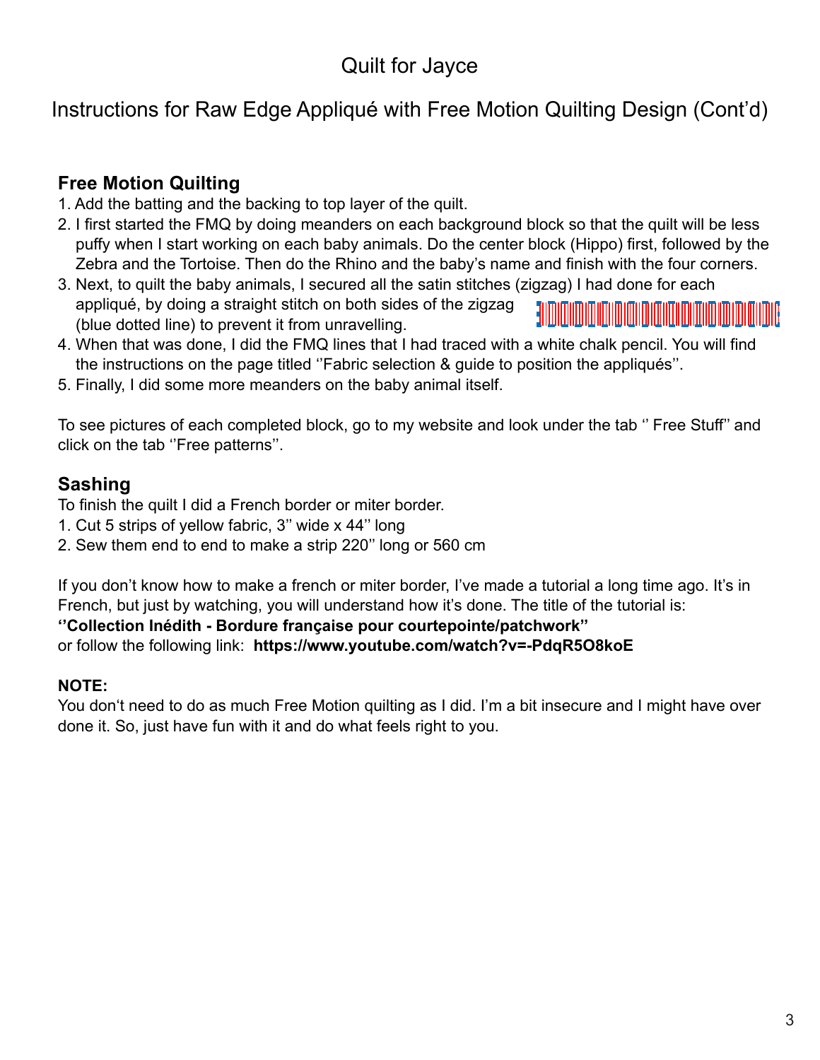# Quilt for Jayce

## Instructions for Raw Edge Appliqué with Free Motion Quilting Design (Cont'd)

### Free Motion Quilting

1. Add the batting and the backing to top layer of the quilt.
2. I first started the FMQ by doing meanders on each background block so that the quilt will be less puffy when I start working on each baby animals. Do the center block (Hippo) first, followed by the Zebra and the Tortoise. Then do the Rhino and the baby's name and finish with the four corners.
3. Next, to quilt the baby animals, I secured all the satin stitches (zigzag) I had done for each appliqué, by doing a straight stitch on both sides of the zigzag (blue dotted line) to prevent it from unravelling.
4. When that was done, I did the FMQ lines that I had traced with a white chalk pencil. You will find the instructions on the page titled ''Fabric selection & guide to position the appliqués''.
5. Finally, I did some more meanders on the baby animal itself.

To see pictures of each completed block, go to my website and look under the tab '' Free Stuff'' and click on the tab ''Free patterns''.

### Sashing

To finish the quilt I did a French border or miter border.

1. Cut 5 strips of yellow fabric, 3'' wide x 44'' long
2. Sew them end to end to make a strip 220'' long or 560 cm

If you don't know how to make a french or miter border, I've made a tutorial a long time ago. It's in French, but just by watching, you will understand how it's done. The title of the tutorial is:
**''Collection Inédith - Bordure française pour courtepointe/patchwork''**
or follow the following link: **https://www.youtube.com/watch?v=-PdqR5O8koE**

**NOTE:**
You don't need to do as much Free Motion quilting as I did. I'm a bit insecure and I might have over done it. So, just have fun with it and do what feels right to you.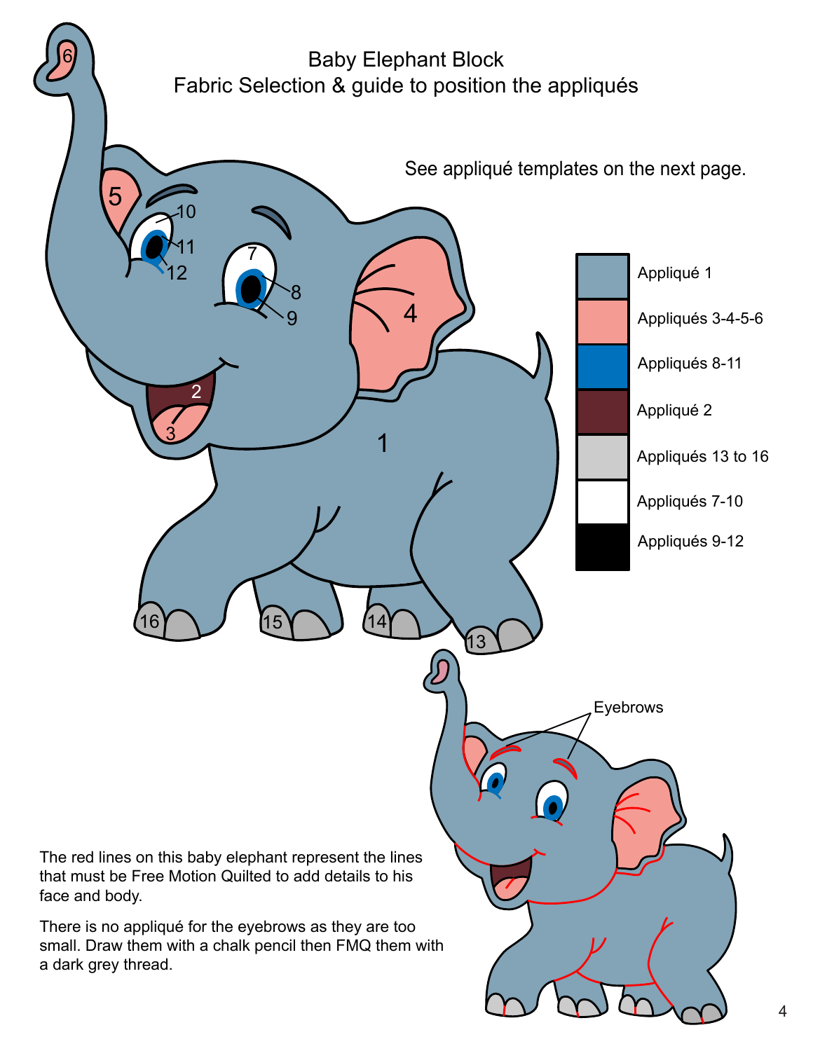# Baby Elephant Block

## Fabric Selection & guide to position the appliqués

See appliqué templates on the next page.

| Color | Appliqués |
|---|---|
| Blue-grey | Appliqué 1 |
| Pink | Appliqués 3-4-5-6 |
| Blue | Appliqués 8-11 |
| Burgundy | Appliqué 2 |
| Light grey | Appliqués 13 to 16 |
| White | Appliqués 7-10 |
| Black | Appliqués 9-12 |

Eyebrows

The red lines on this baby elephant represent the lines that must be Free Motion Quilted to add details to his face and body.

There is no appliqué for the eyebrows as they are too small. Draw them with a chalk pencil then FMQ them with a dark grey thread.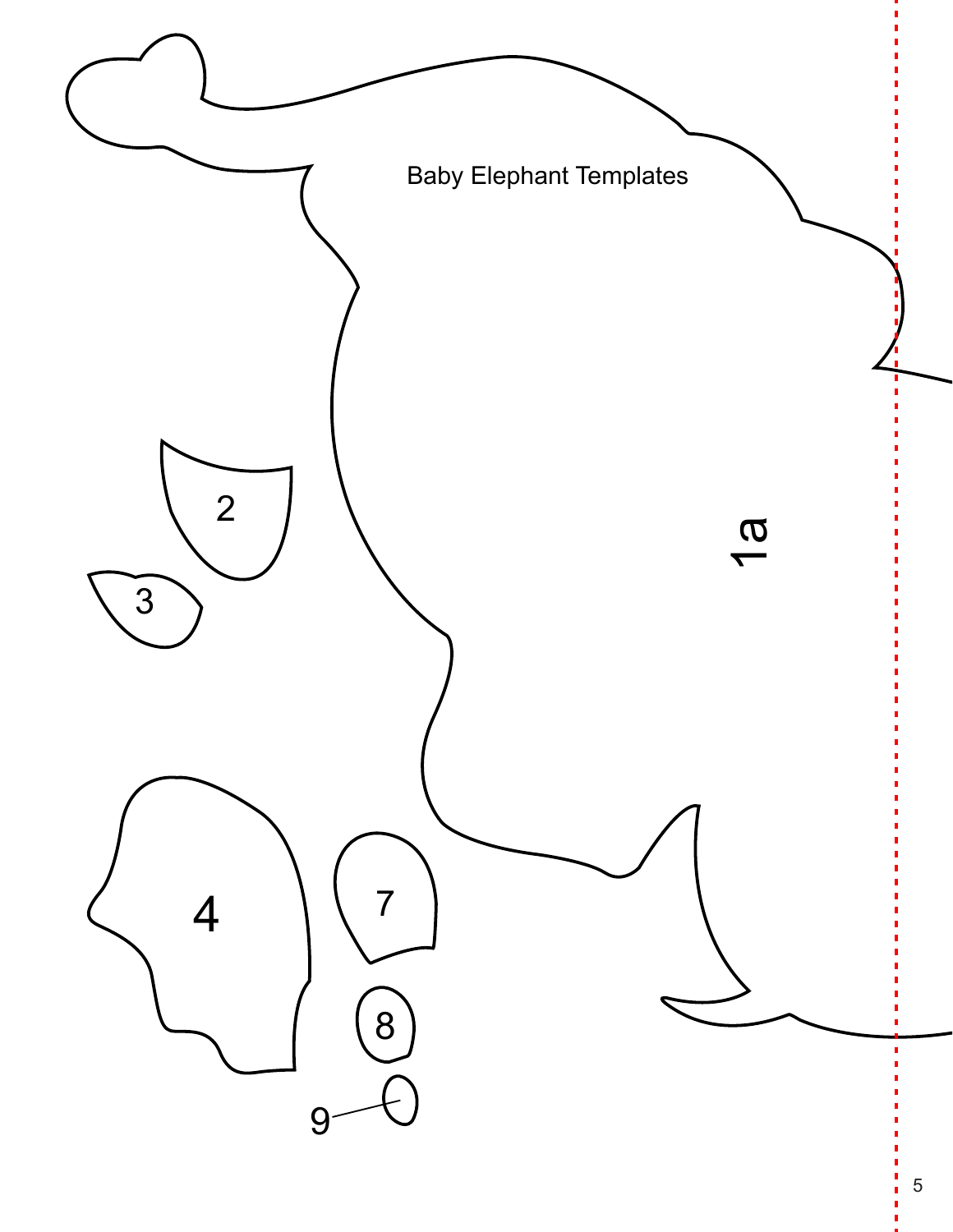Baby Elephant Templates

1a

2

3

4

7

8

9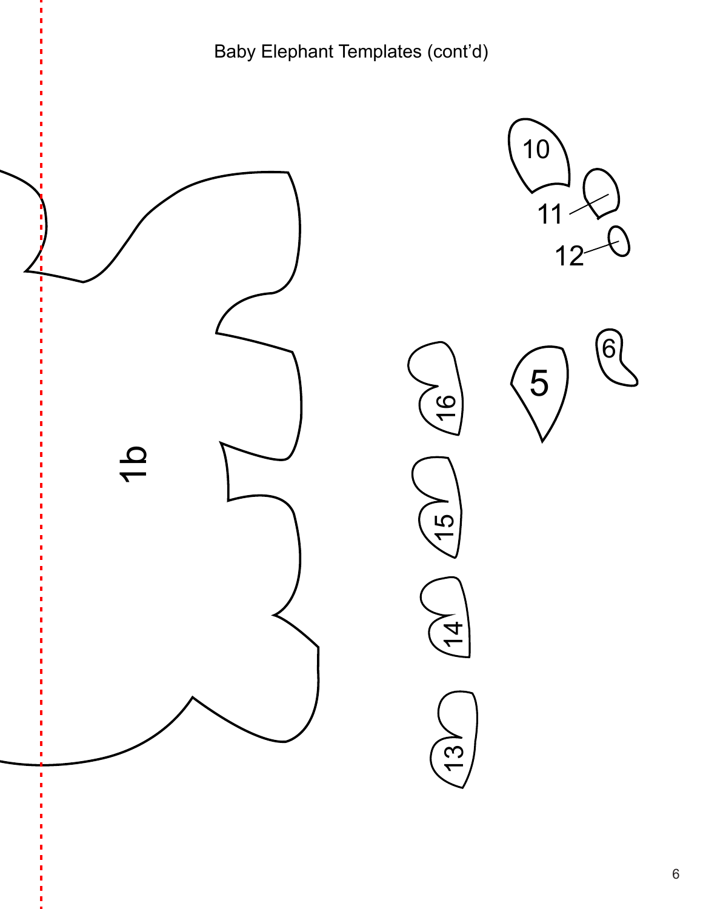Baby Elephant Templates (cont'd)

10

11

12

6

5

16

15

14

13

1b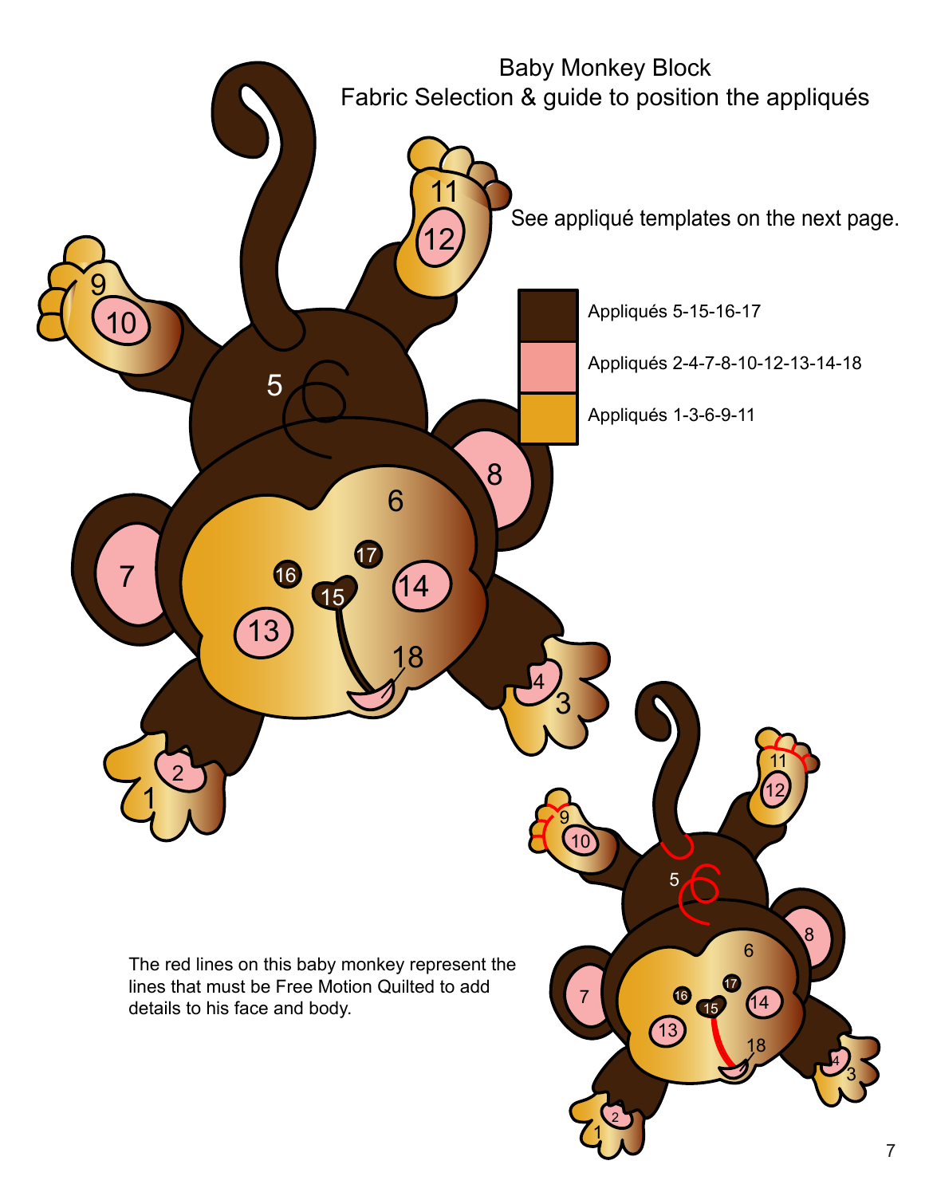# Baby Monkey Block
## Fabric Selection & guide to position the appliqués

See appliqué templates on the next page.

- Appliqués 5-15-16-17
- Appliqués 2-4-7-8-10-12-13-14-18
- Appliqués 1-3-6-9-11

The red lines on this baby monkey represent the lines that must be Free Motion Quilted to add details to his face and body.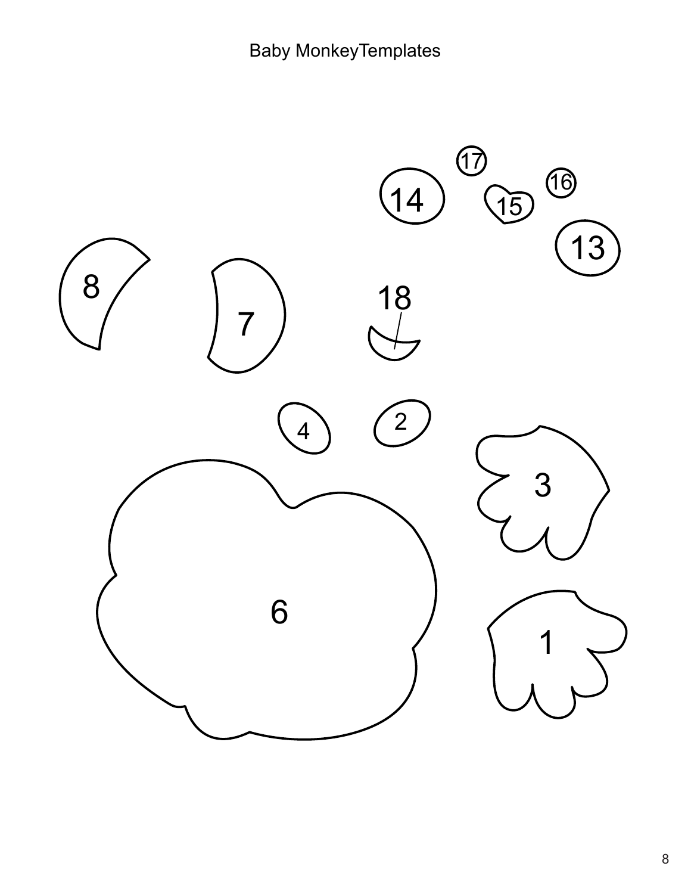# Baby MonkeyTemplates

17

14

15

16

13

8

7

18

4

2

3

6

1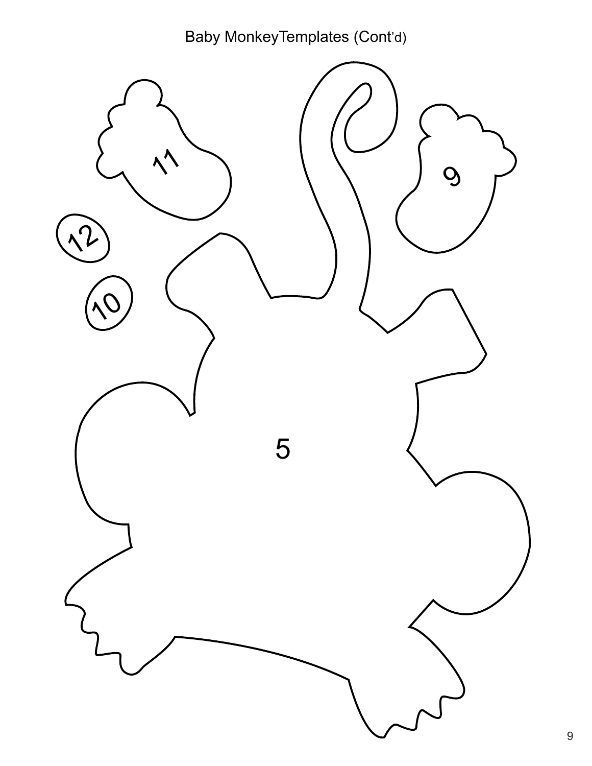Baby MonkeyTemplates (Cont'd)

11

9

12

10

5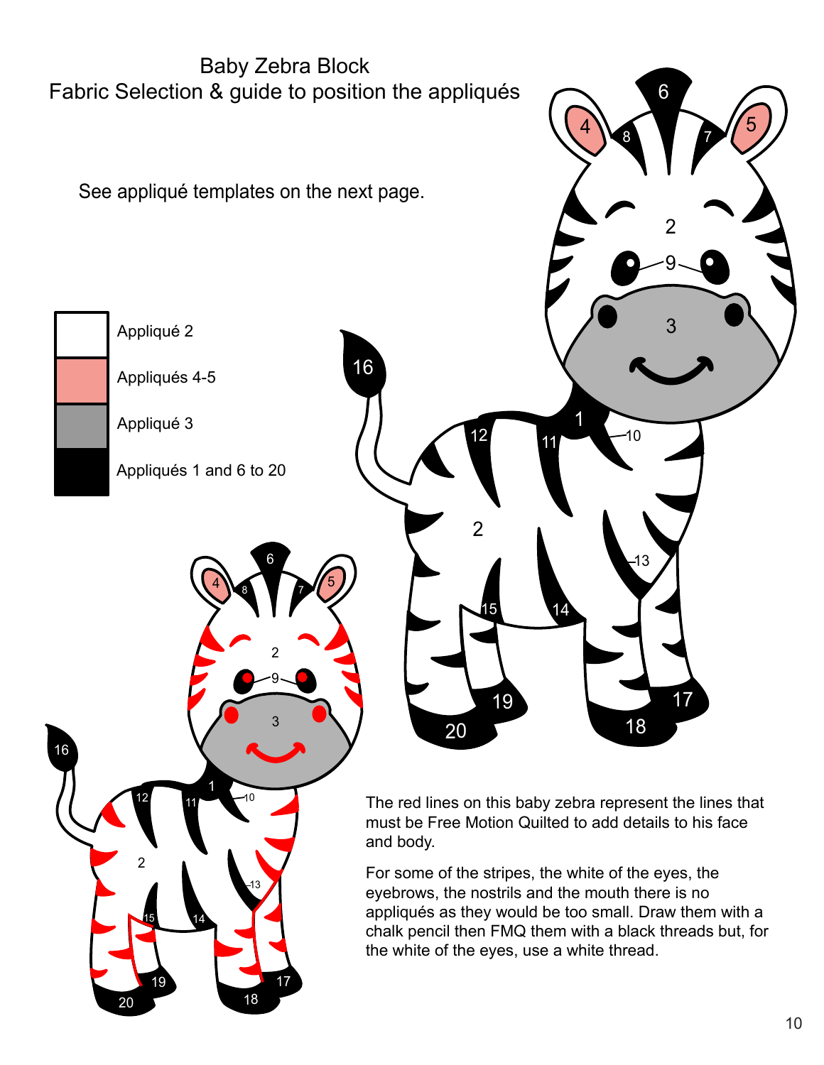# Baby Zebra Block

## Fabric Selection & guide to position the appliqués

See appliqué templates on the next page.

- Appliqué 2
- Appliqués 4-5
- Appliqué 3
- Appliqués 1 and 6 to 20

The red lines on this baby zebra represent the lines that must be Free Motion Quilted to add details to his face and body.

For some of the stripes, the white of the eyes, the eyebrows, the nostrils and the mouth there is no appliqués as they would be too small. Draw them with a chalk pencil then FMQ them with a black threads but, for the white of the eyes, use a white thread.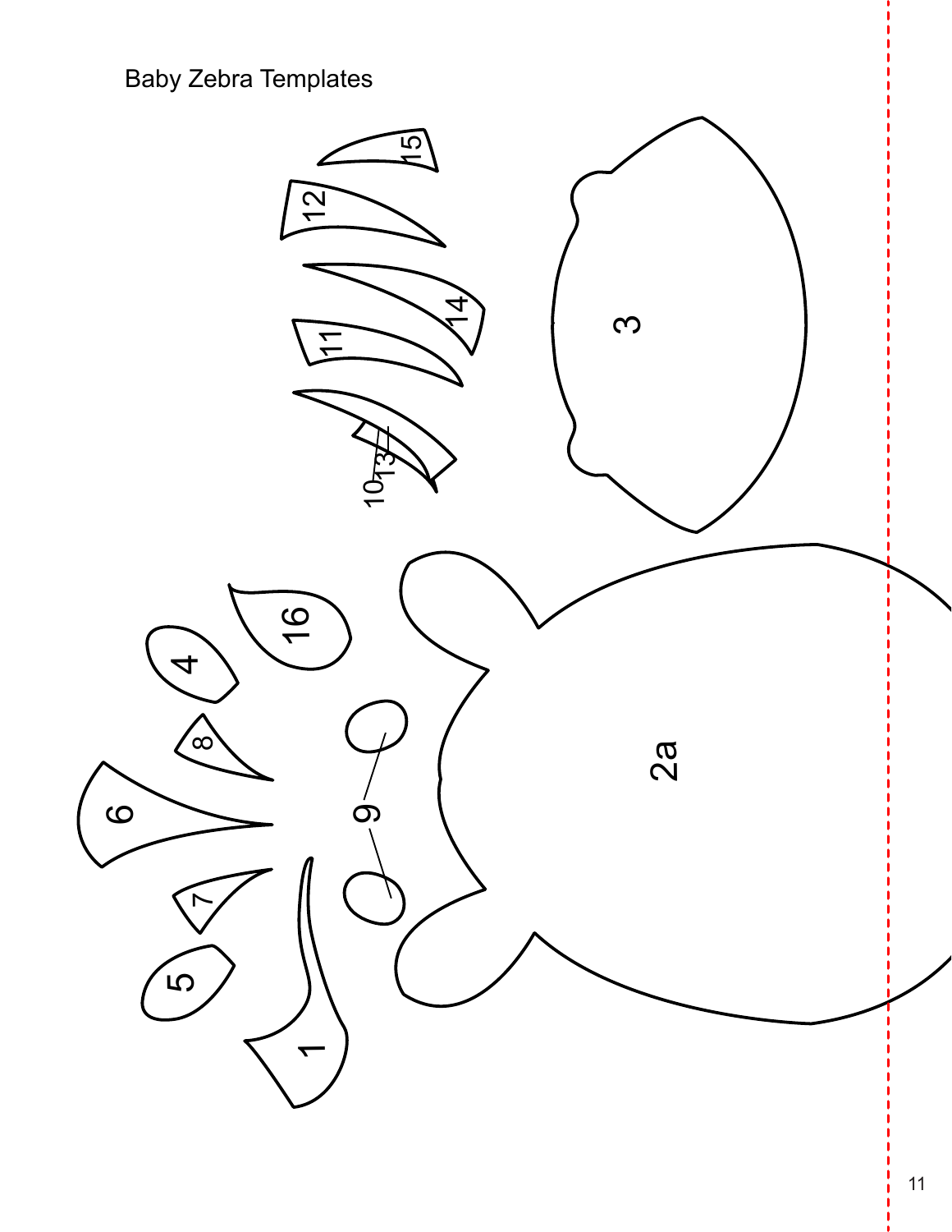Baby Zebra Templates

15

12

14

11

3

10

13

16

4

8

6

9

2a

7

5

1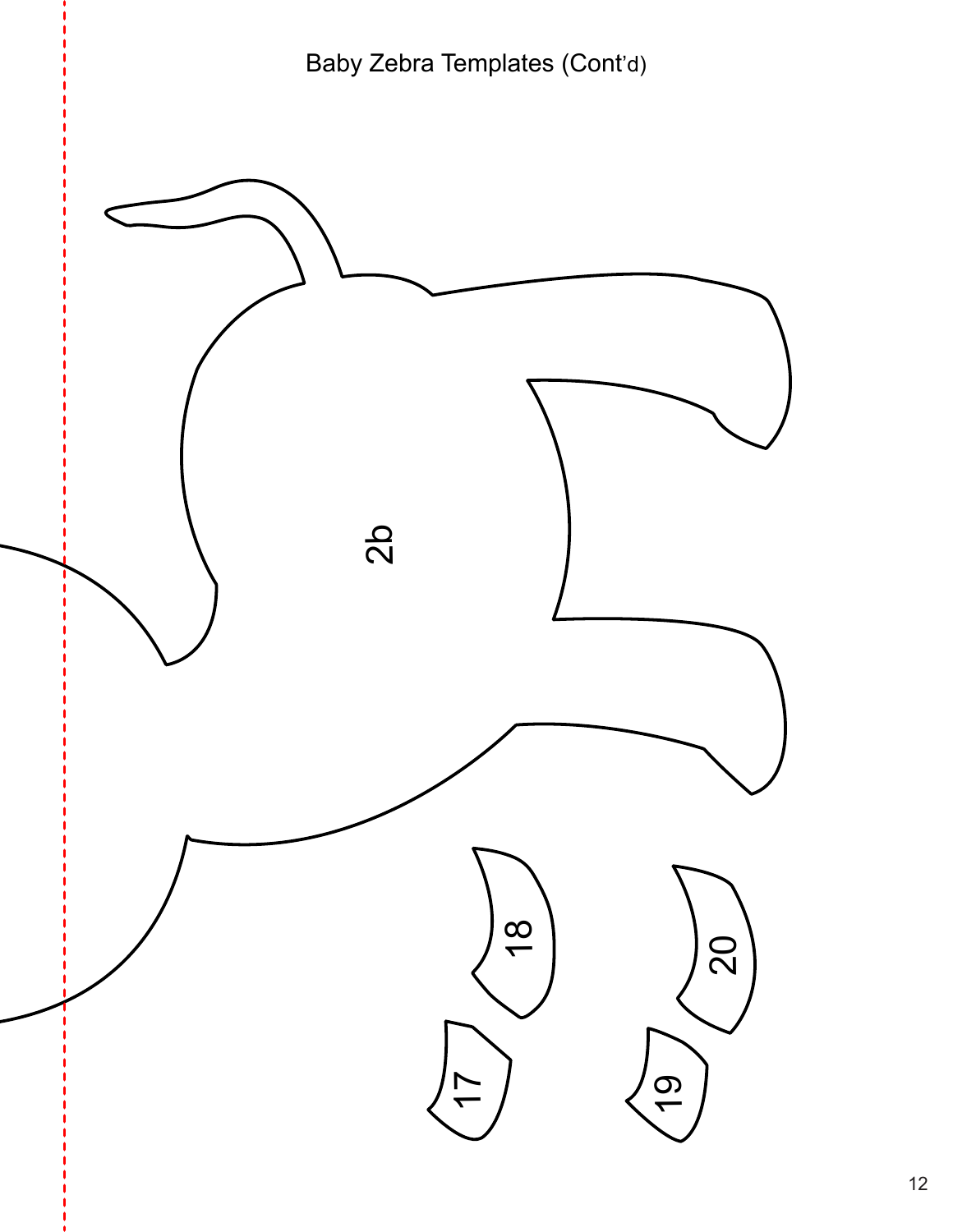Baby Zebra Templates (Cont'd)

2b

18

20

17

19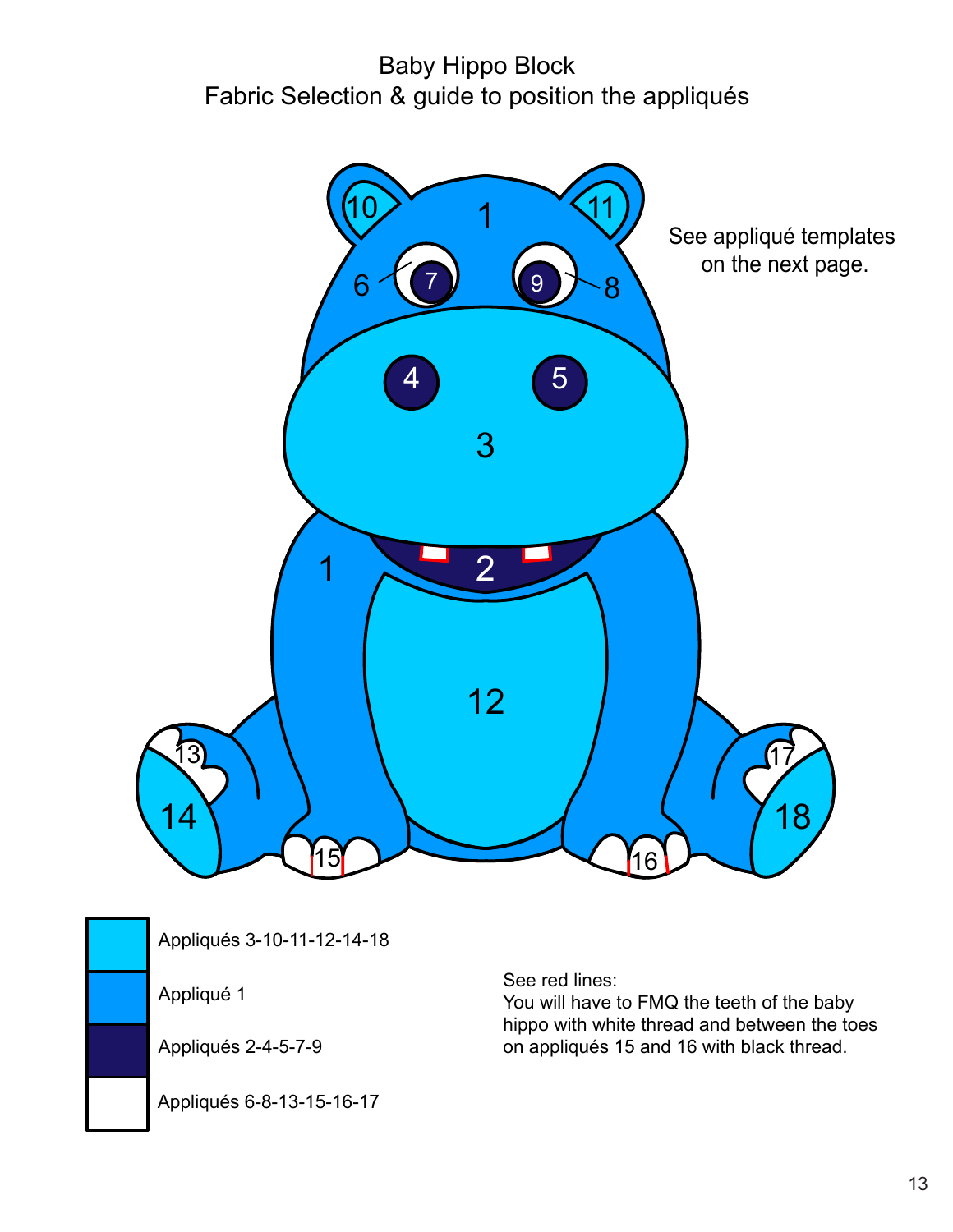# Baby Hippo Block
## Fabric Selection & guide to position the appliqués

See appliqué templates on the next page.

- Appliqués 3-10-11-12-14-18
- Appliqué 1
- Appliqués 2-4-5-7-9
- Appliqués 6-8-13-15-16-17

See red lines:
You will have to FMQ the teeth of the baby hippo with white thread and between the toes on appliqués 15 and 16 with black thread.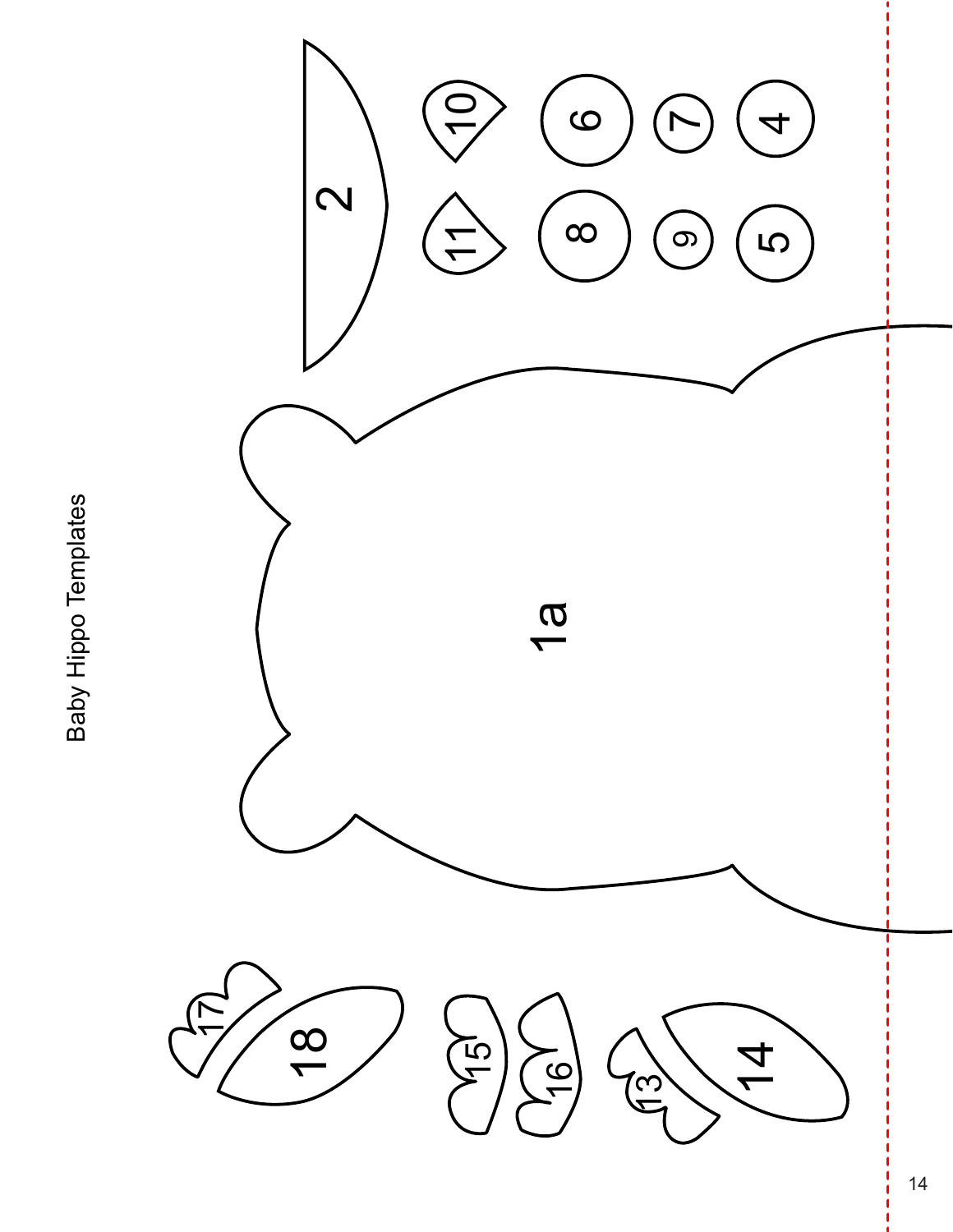# Baby Hippo Templates

1a

2

10

11

6

8

7

9

4

5

17

18

15

16

13

14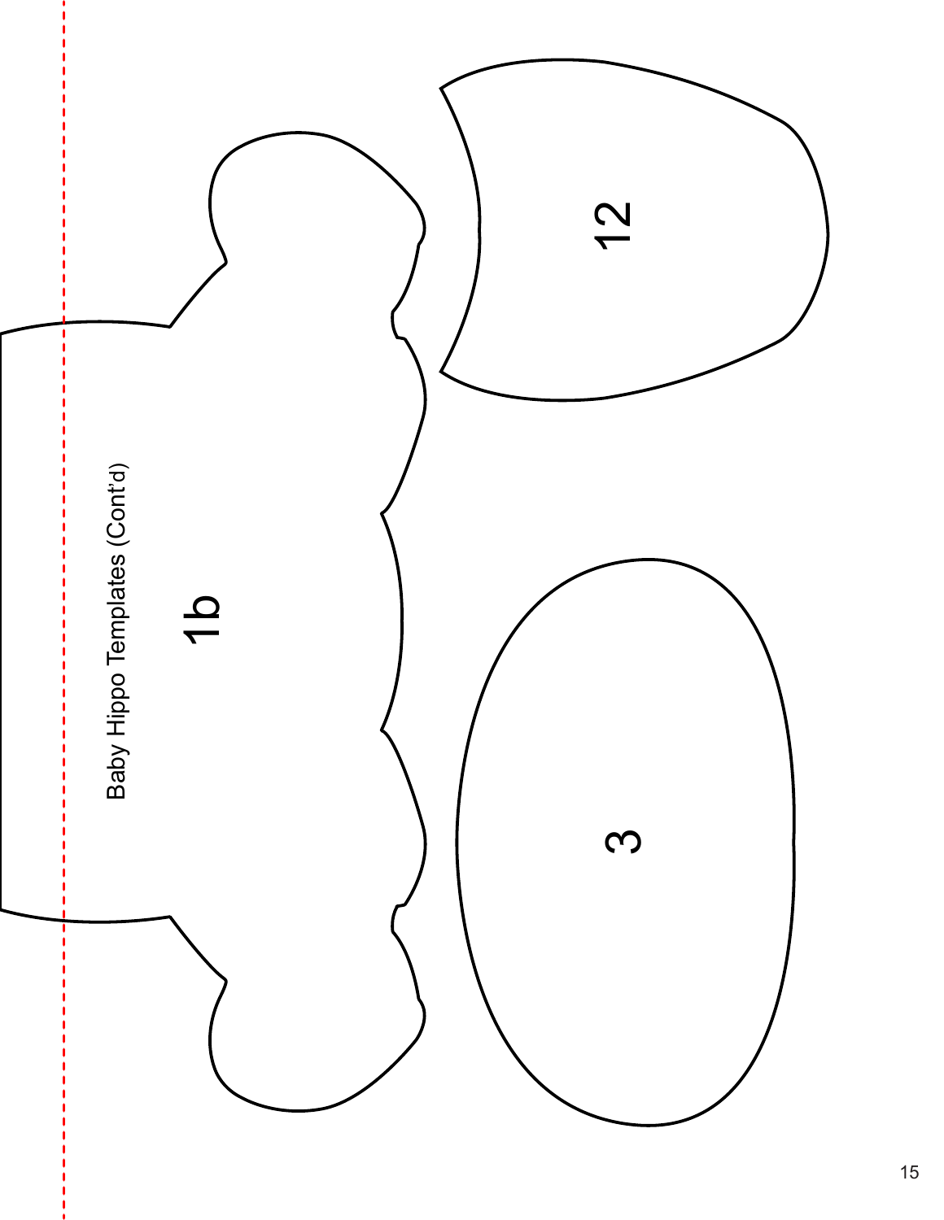Baby Hippo Templates (Cont'd)

1b

12

3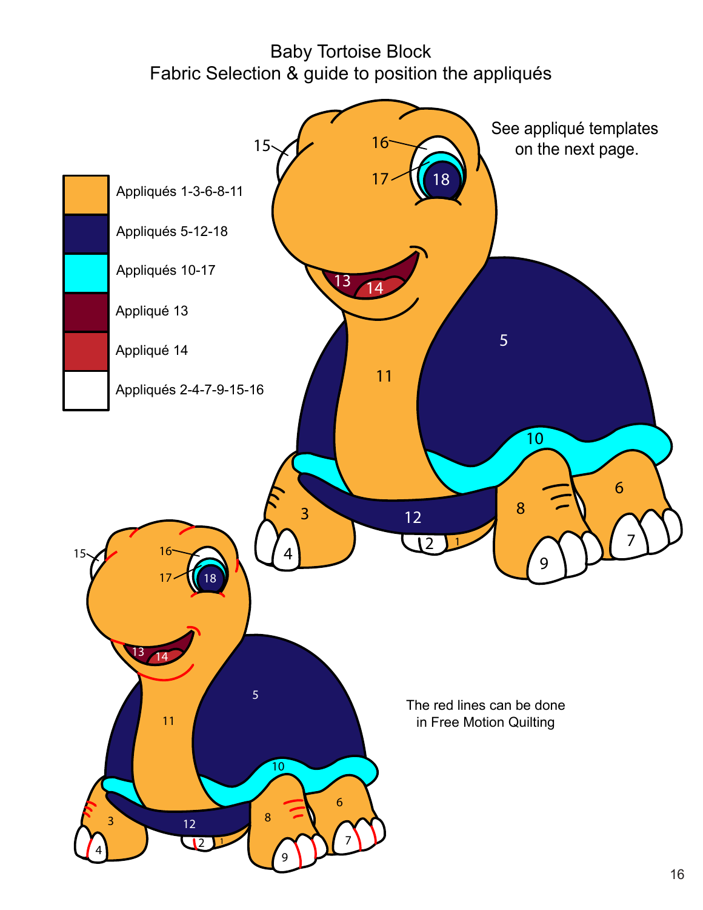# Baby Tortoise Block
## Fabric Selection & guide to position the appliqués

See appliqué templates on the next page.

- Appliqués 1-3-6-8-11
- Appliqués 5-12-18
- Appliqués 10-17
- Appliqué 13
- Appliqué 14
- Appliqués 2-4-7-9-15-16

The red lines can be done in Free Motion Quilting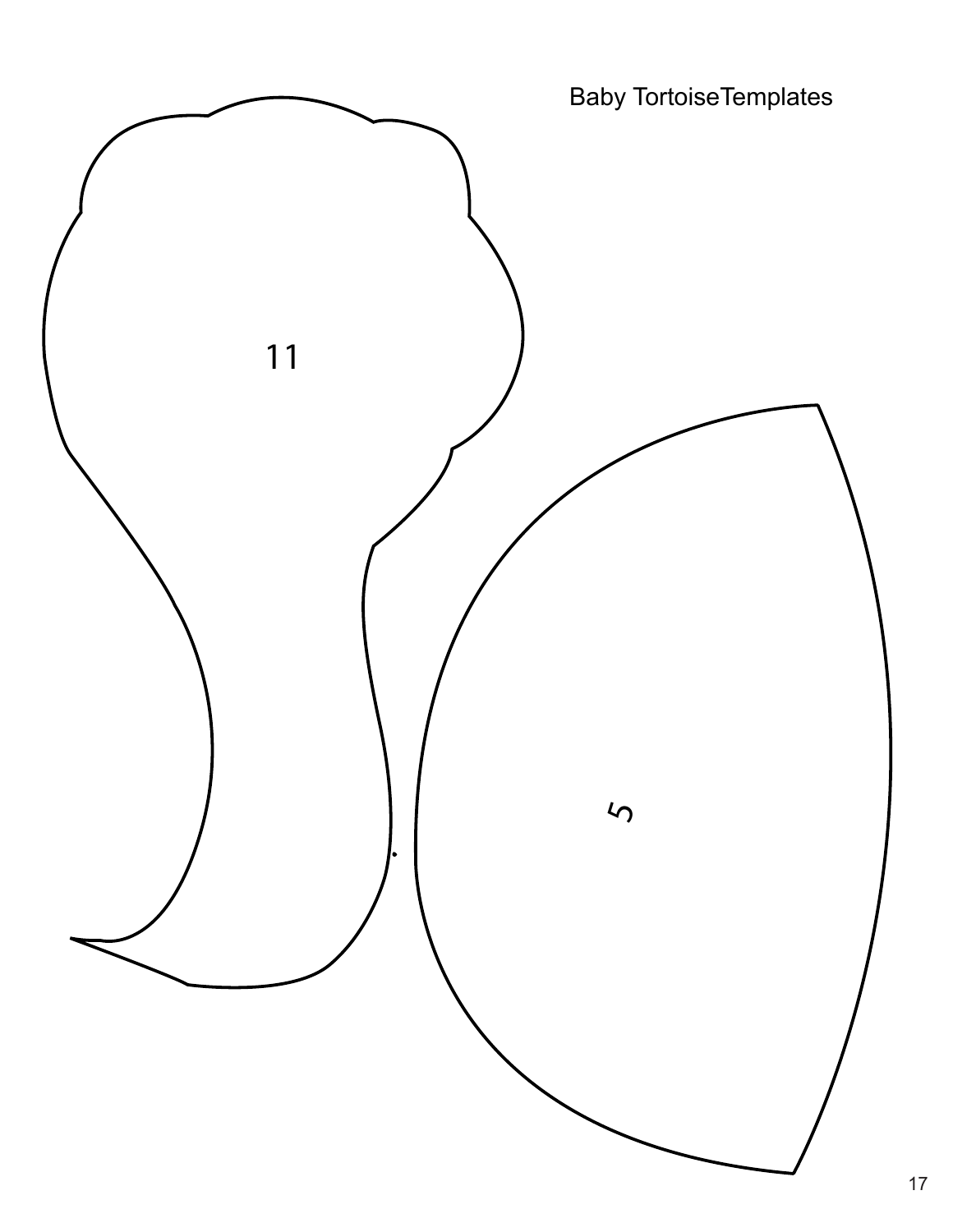Baby TortoiseTemplates

11

5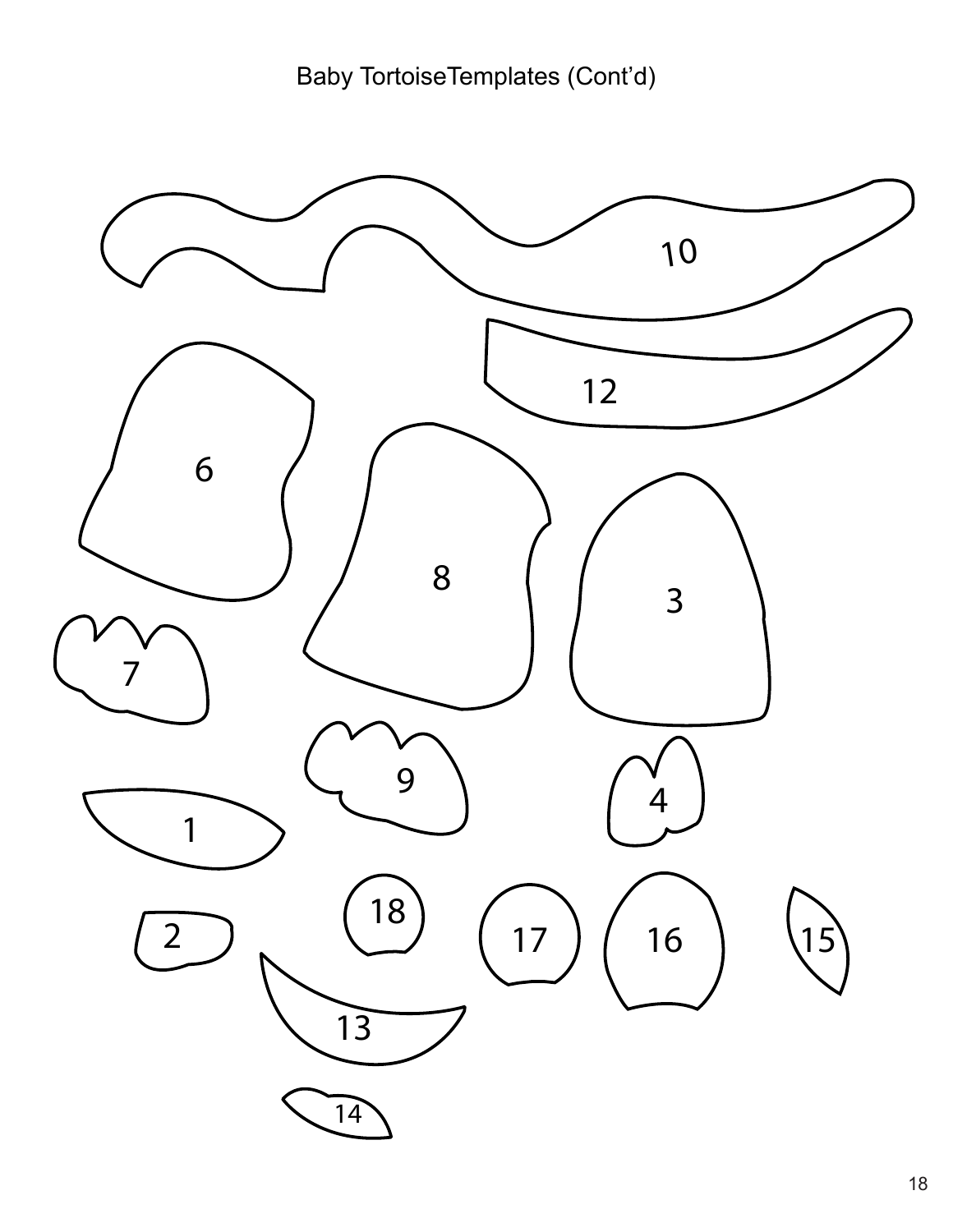Baby TortoiseTemplates (Cont'd)

10

12

6

8

3

7

9

4

1

18

17

16

15

2

13

14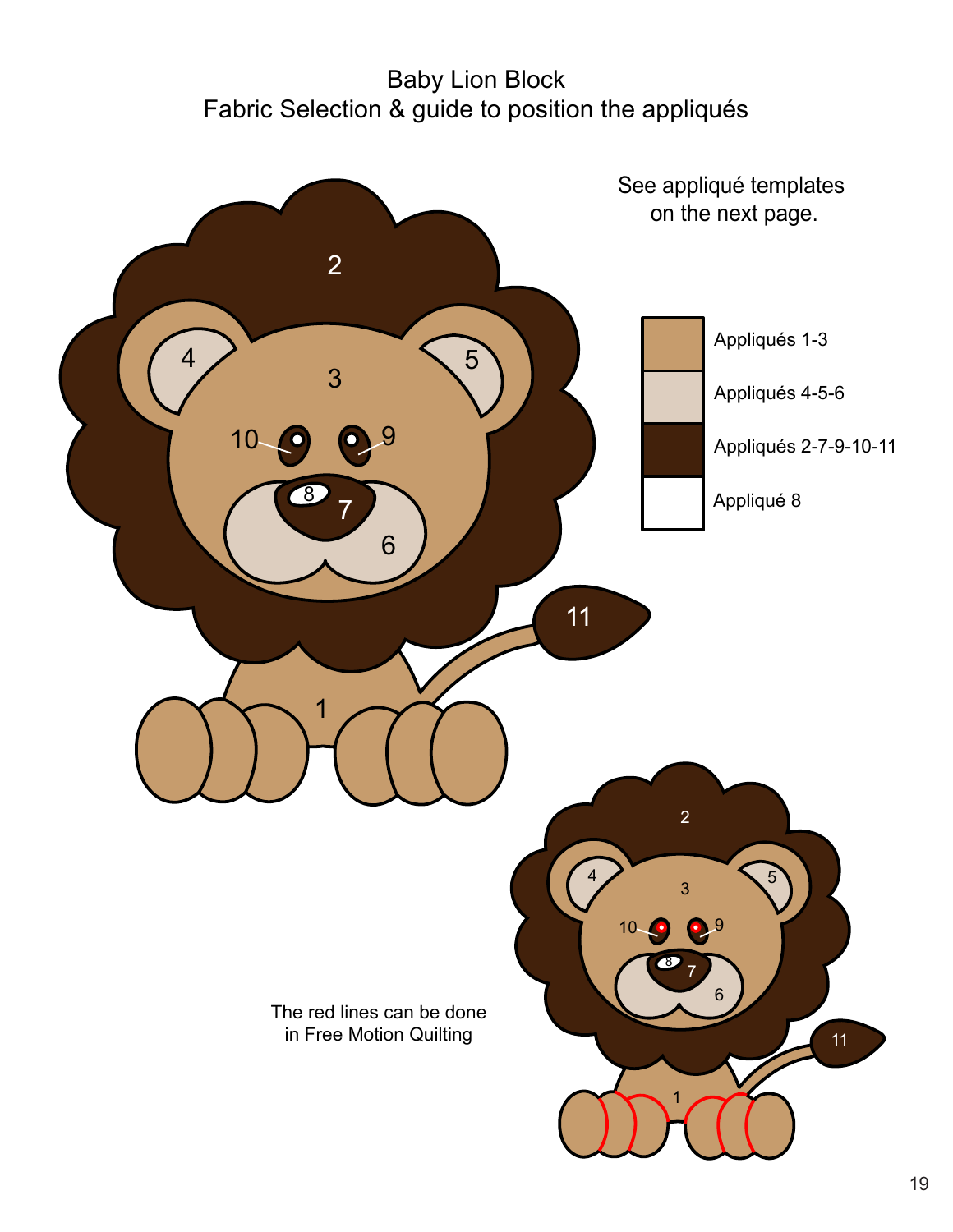# Baby Lion Block

## Fabric Selection & guide to position the appliqués

See appliqué templates on the next page.

- Appliqués 1-3
- Appliqués 4-5-6
- Appliqués 2-7-9-10-11
- Appliqué 8

The red lines can be done in Free Motion Quilting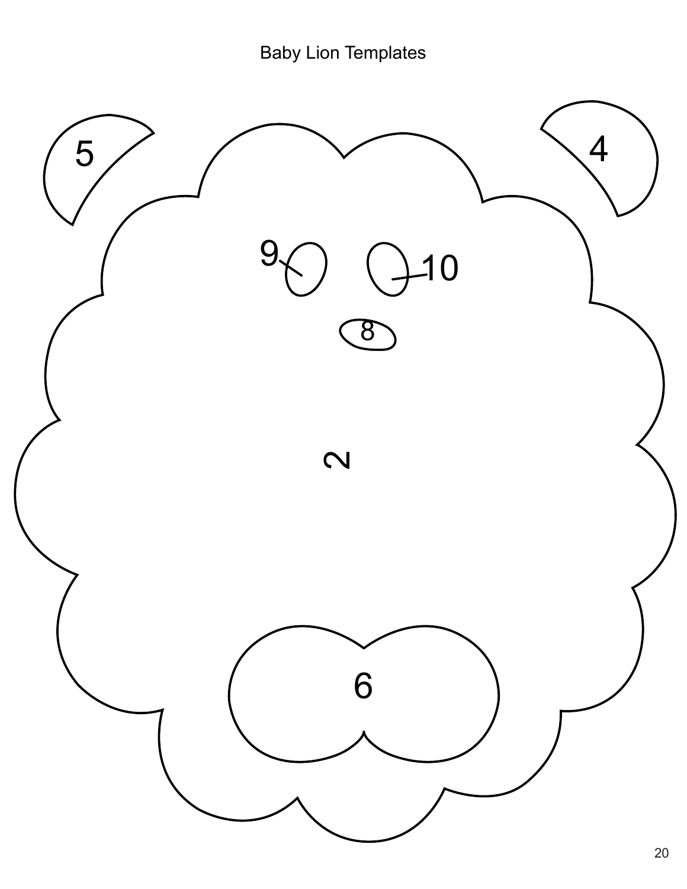Baby Lion Templates

5

4

9

10

8

2

6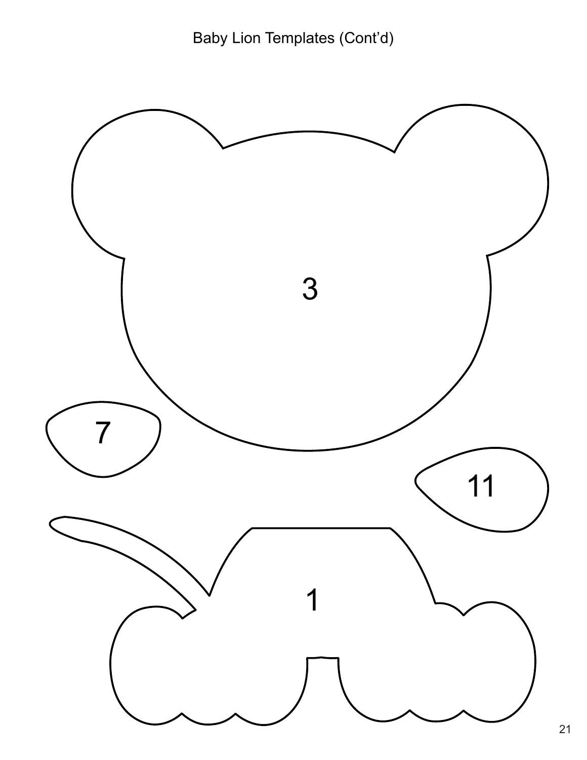Baby Lion Templates (Cont'd)

3

7

11

1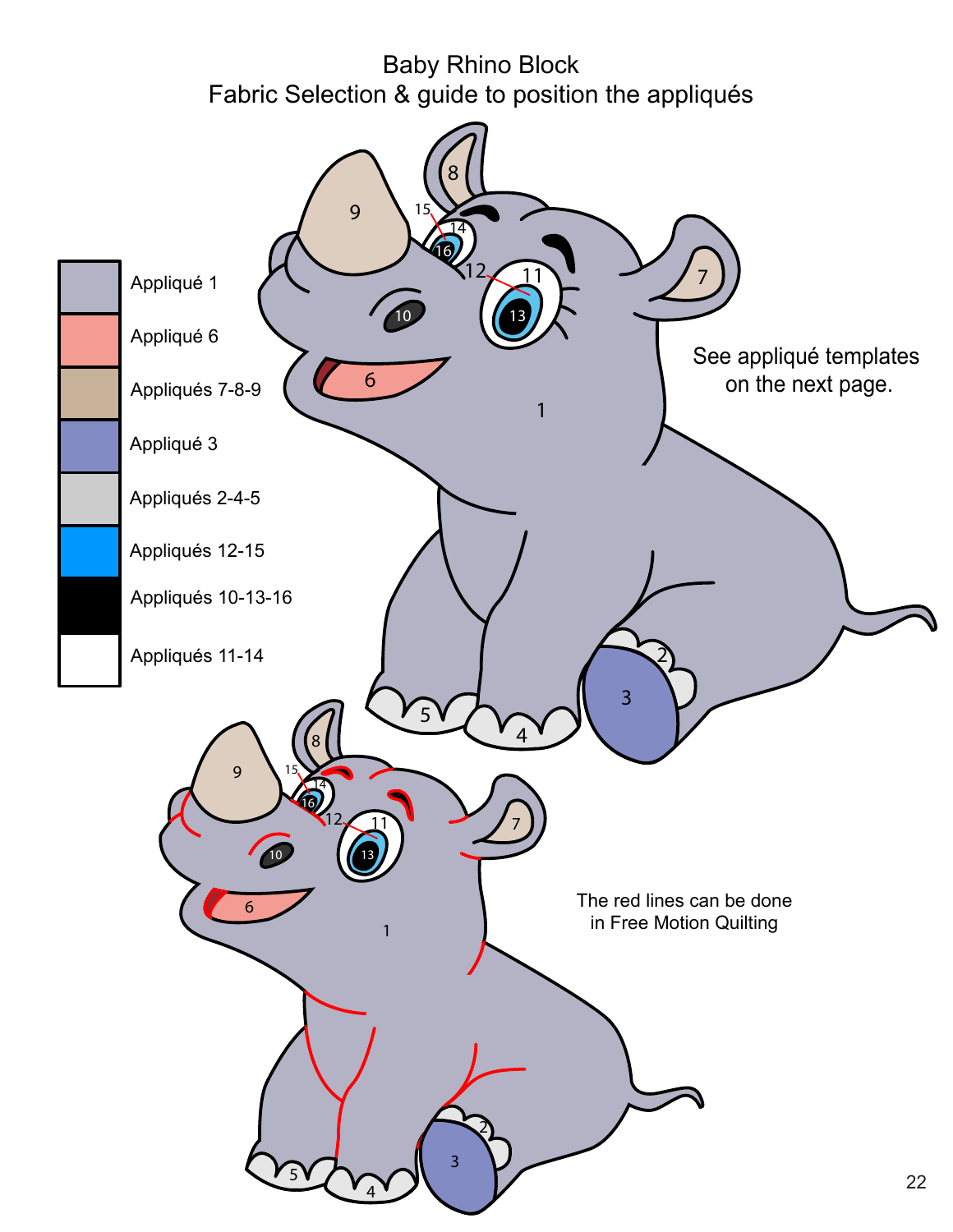# Baby Rhino Block

## Fabric Selection & guide to position the appliqués

- Appliqué 1
- Appliqué 6
- Appliqués 7-8-9
- Appliqué 3
- Appliqués 2-4-5
- Appliqués 12-15
- Appliqués 10-13-16
- Appliqués 11-14

See appliqué templates on the next page.

The red lines can be done in Free Motion Quilting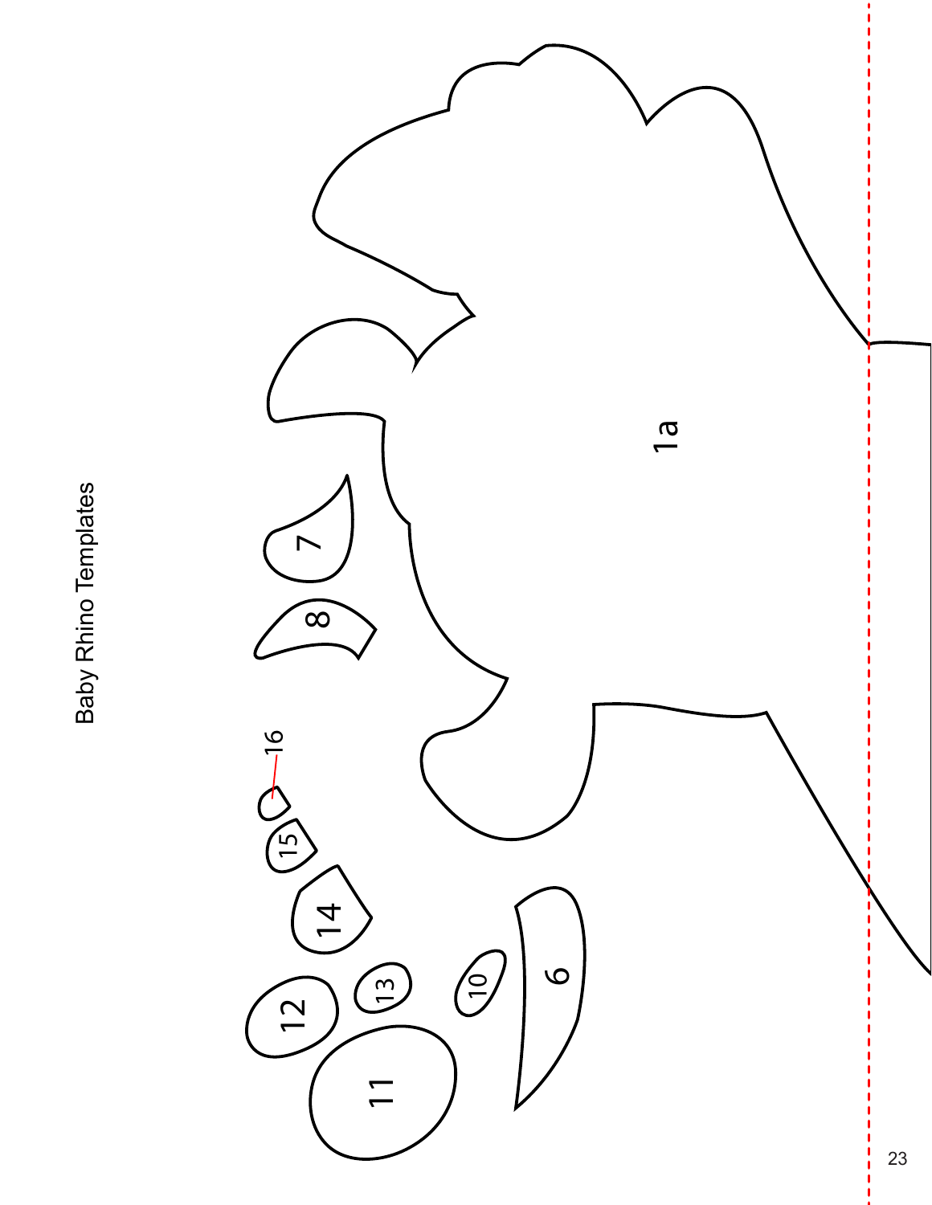# Baby Rhino Templates

1a

7

8

16

15

14

12

13

11

10

9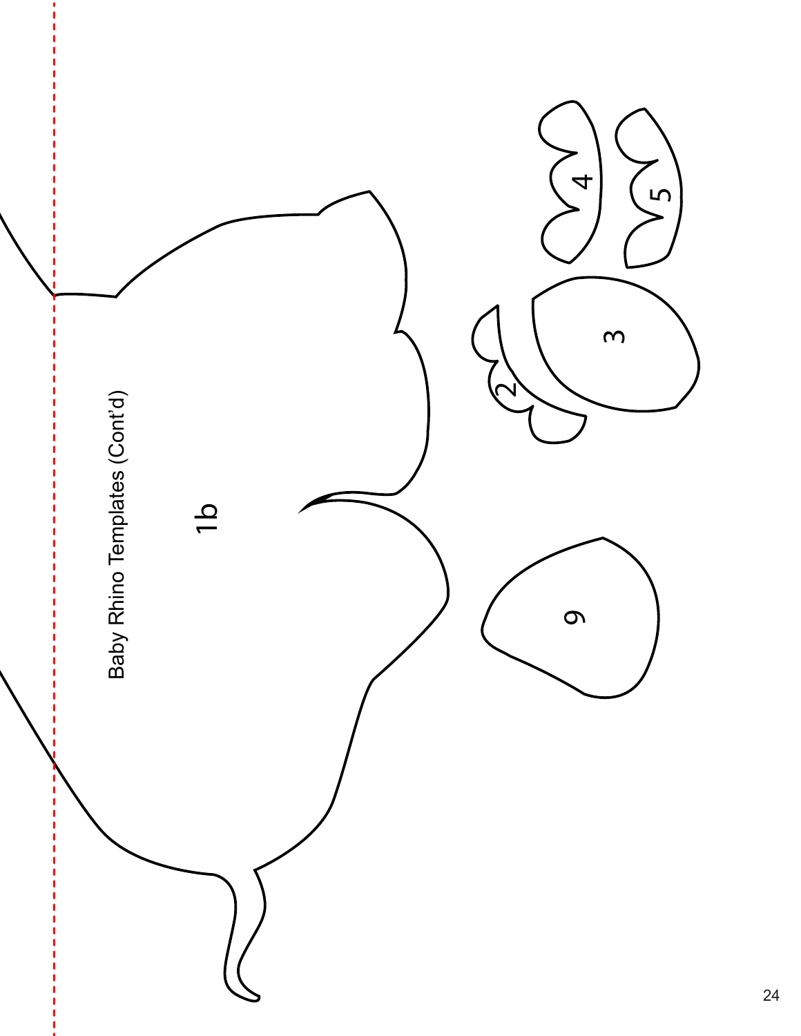Baby Rhino Templates (Cont'd)

1b

2

3

4

5

9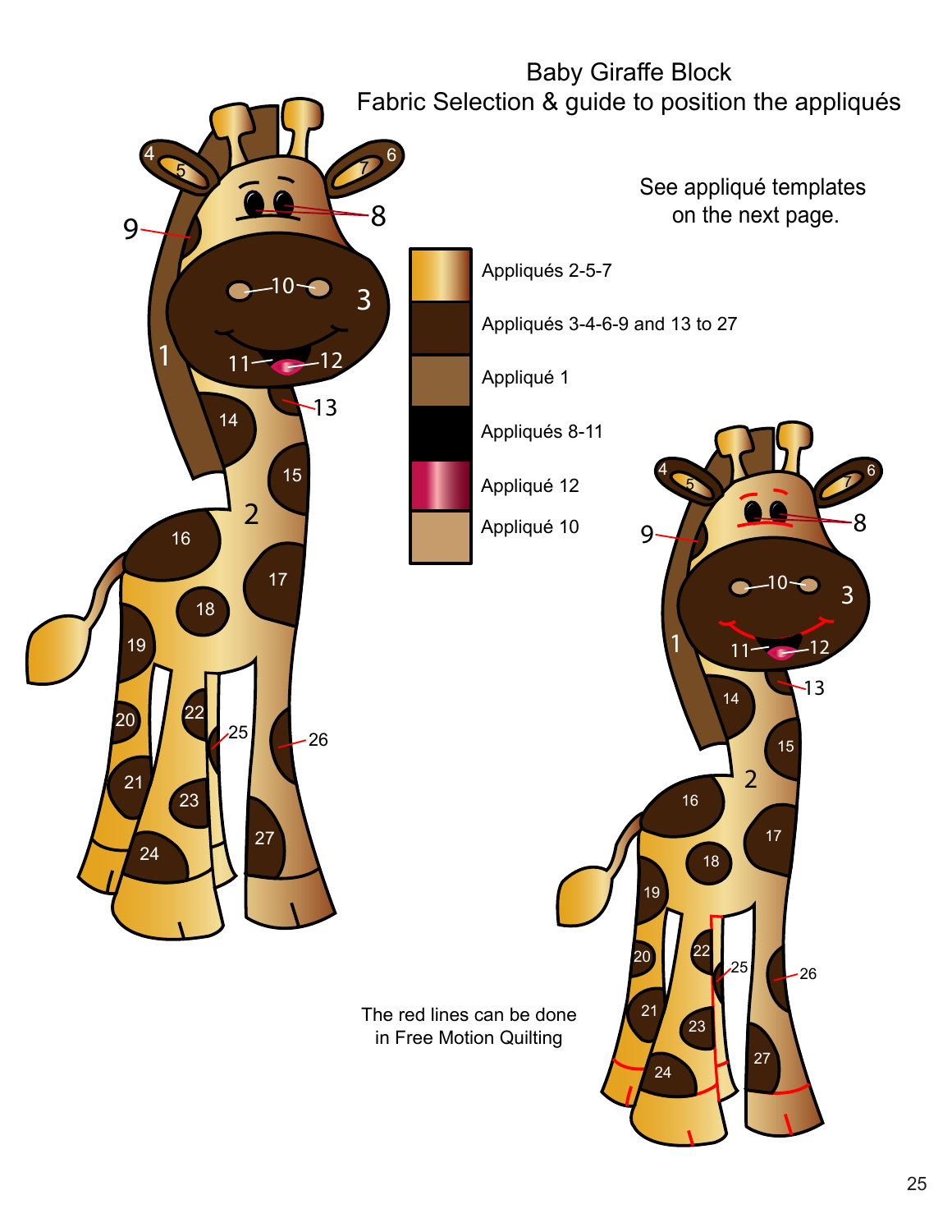# Baby Giraffe Block

## Fabric Selection & guide to position the appliqués

See appliqué templates on the next page.

- Appliqués 2-5-7
- Appliqués 3-4-6-9 and 13 to 27
- Appliqué 1
- Appliqués 8-11
- Appliqué 12
- Appliqué 10

The red lines can be done in Free Motion Quilting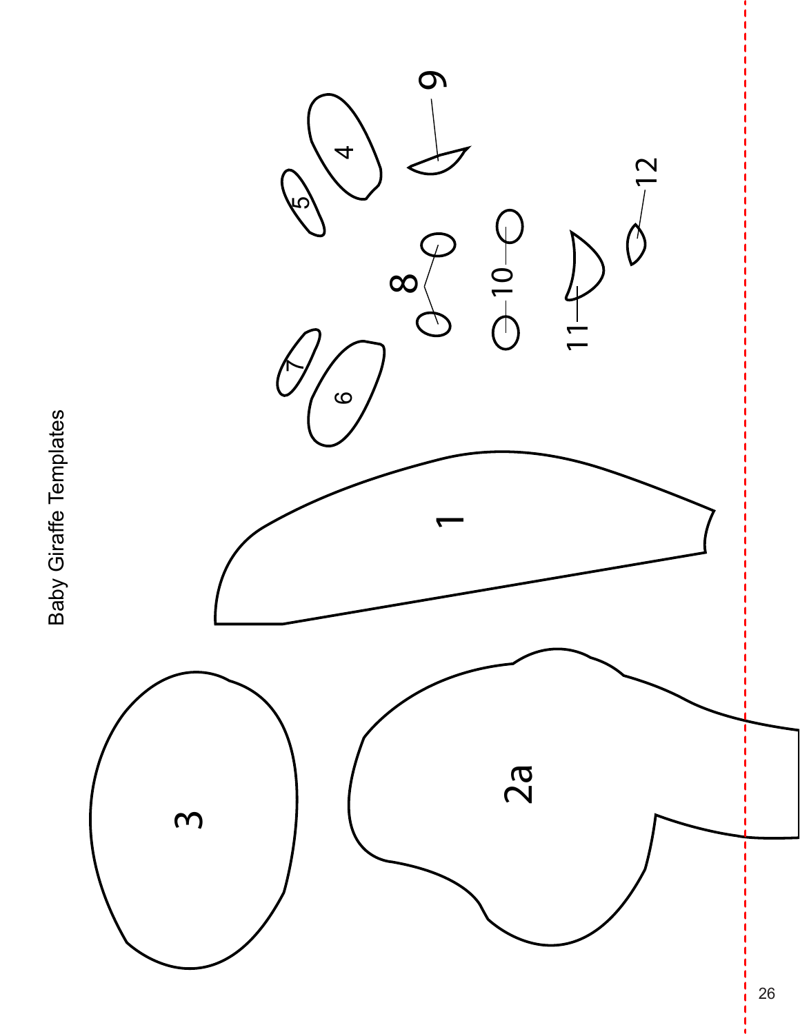Baby Giraffe Templates

3

2a

1

6

7

8

4

5

9

10

11

12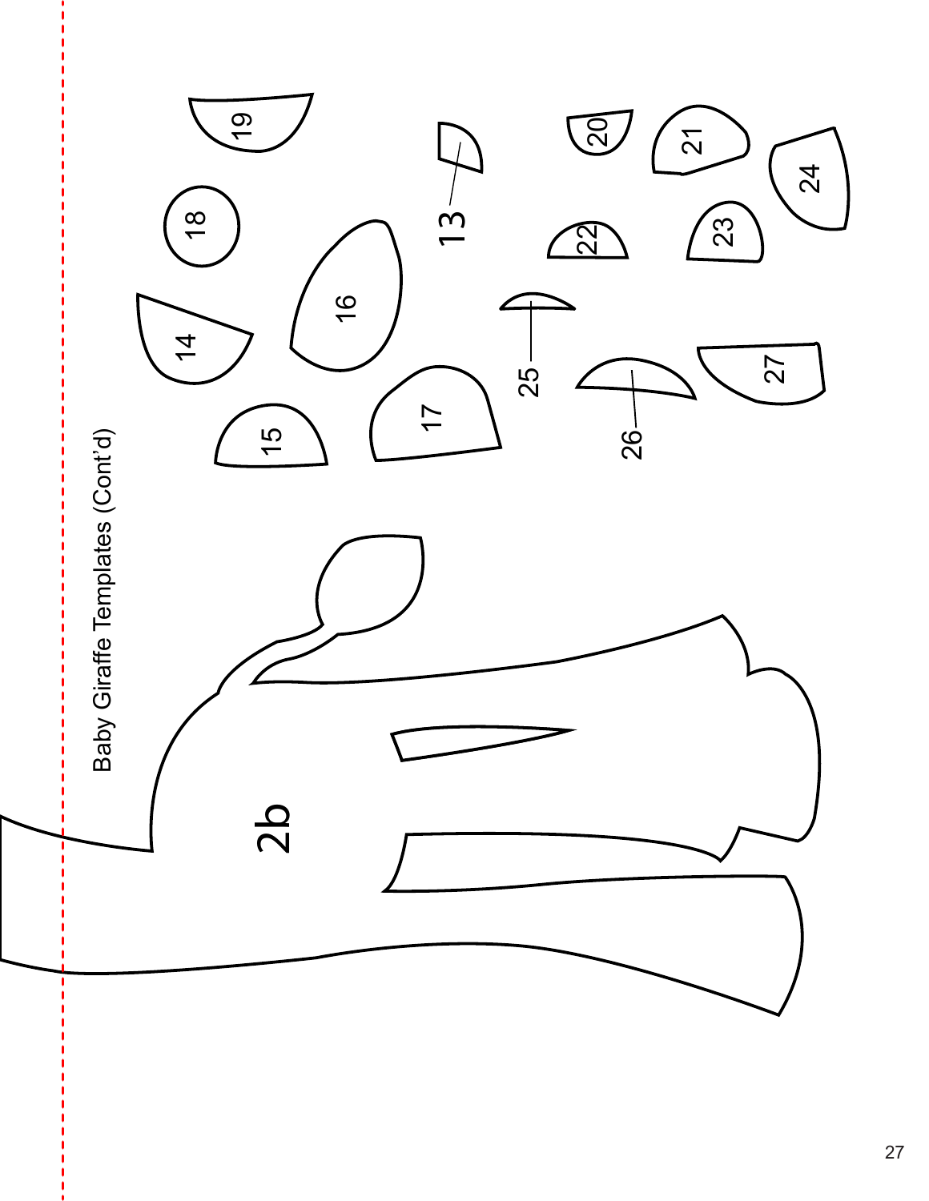Baby Giraffe Templates (Cont'd)

2b

13

14

15

16

17

18

19

20

21

22

23

24

25

26

27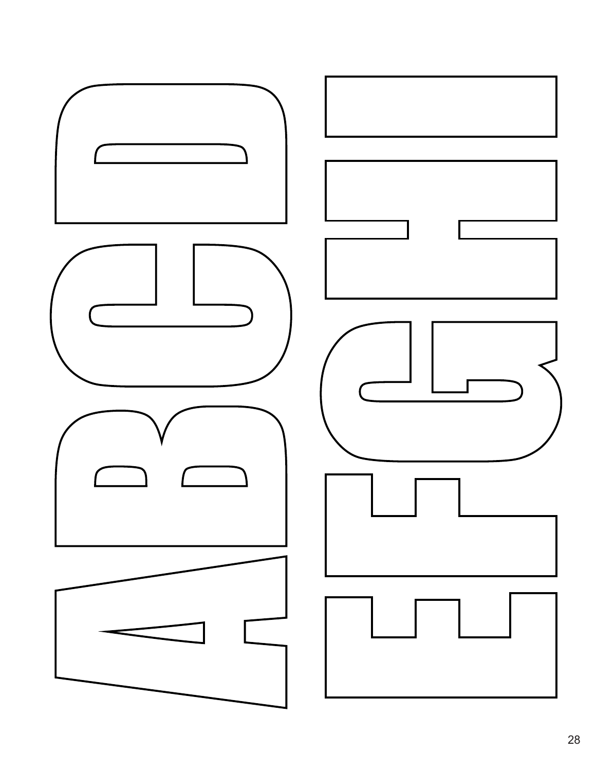ABCD

EFGHI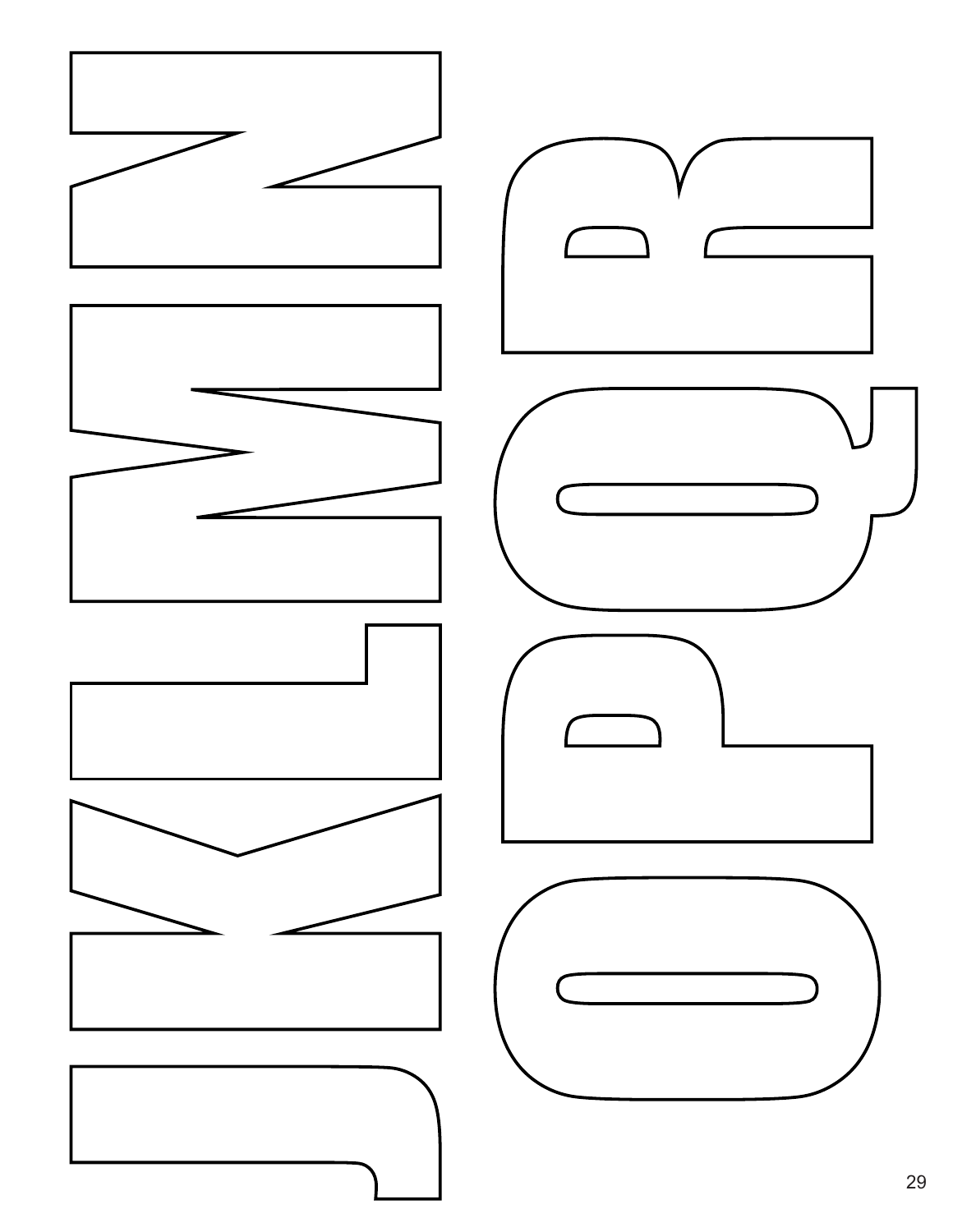JKLMN

OPQR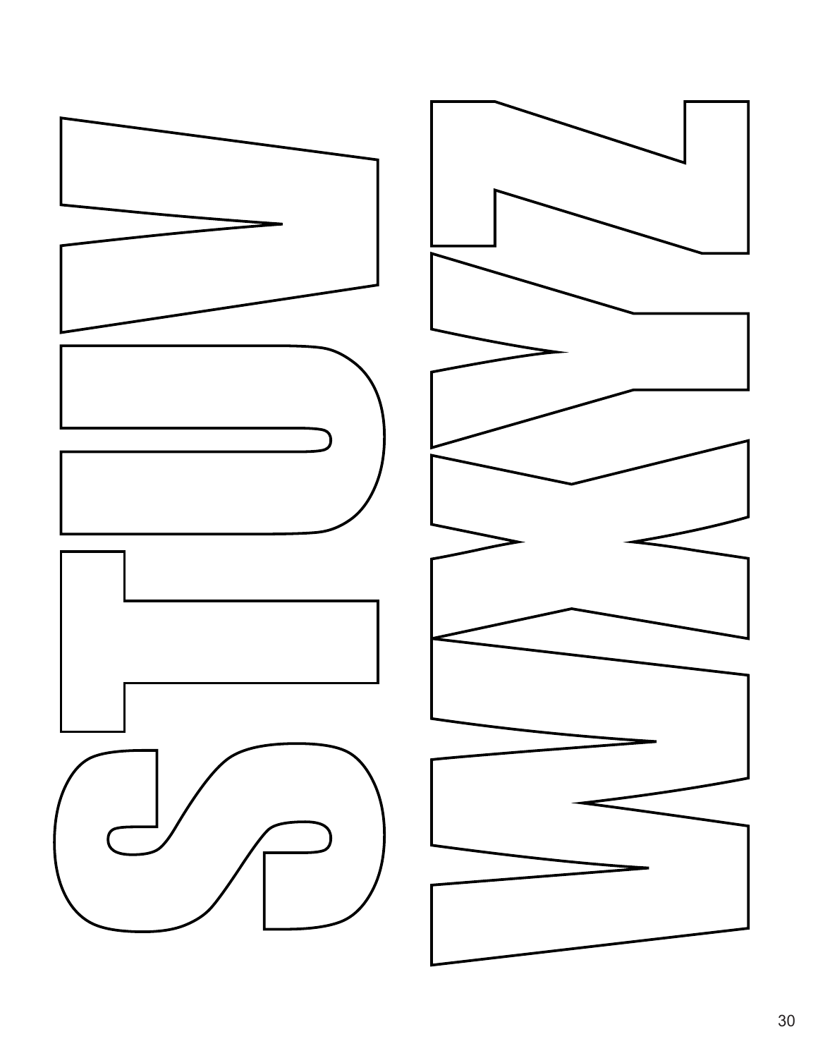S T U V

W X Y Z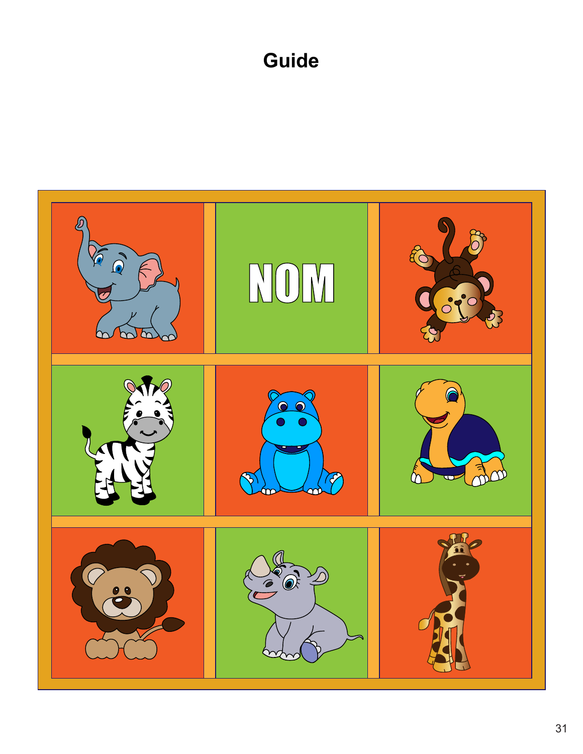# Guide

NOM